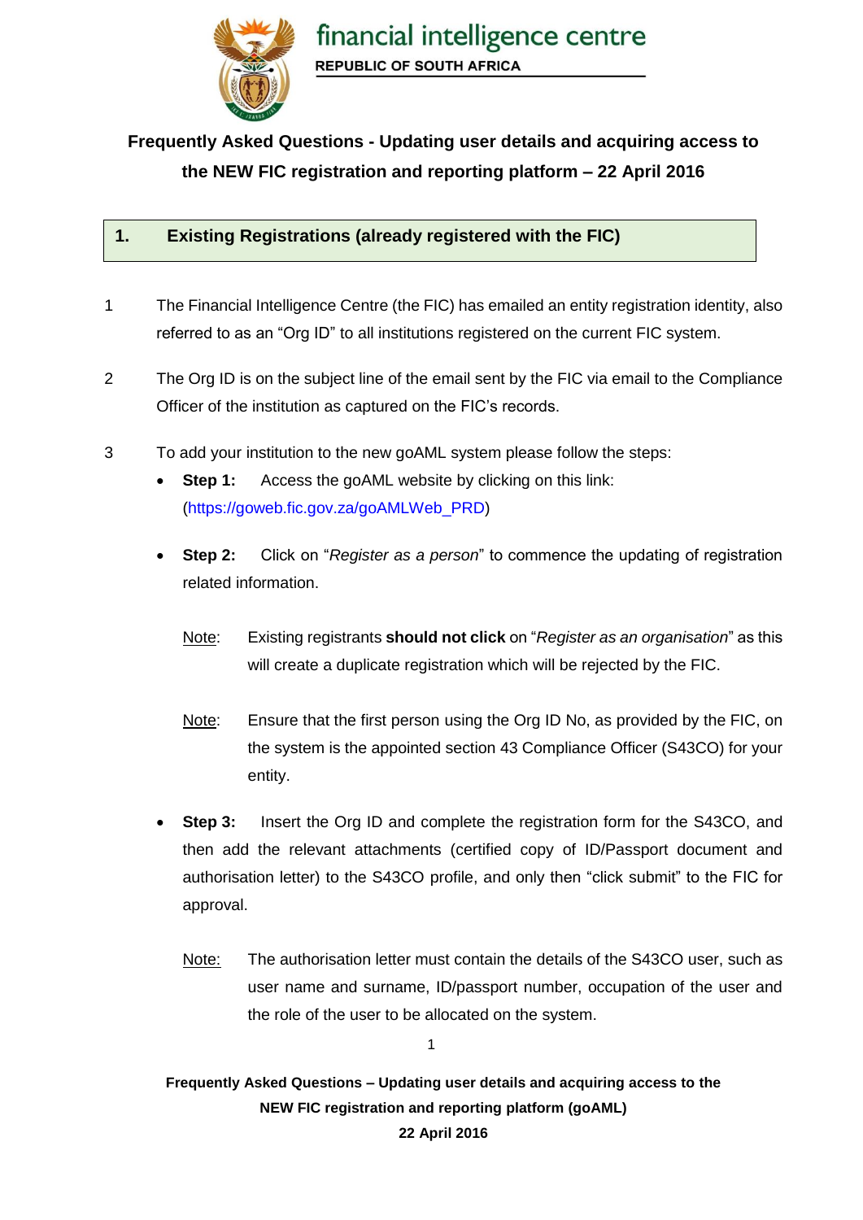financial intelligence centre

REPUBLIC OF SOUTH AFRICA

# Frequently Asked Questions - Updating user details and acquiring access to the NEW FIC registration and reporting platform – 22 April 2016

## 1. Existing Registrations (already registered with the FIC)

1. The Financial Intelligence Centre (the FIC) has emailed an entity registration identity, also referred to as an "Org ID" to all institutions registered on the current FIC system.

2. The Org ID is on the subject line of the email sent by the FIC via email to the Compliance Officer of the institution as captured on the FIC's records.

3. To add your institution to the new goAML system please follow the steps:

   - **Step 1:** Access the goAML website by clicking on this link: (https://goweb.fic.gov.za/goAMLWeb_PRD)

   - **Step 2:** Click on "*Register as a person*" to commence the updating of registration related information.

     Note: Existing registrants **should not click** on "*Register as an organisation*" as this will create a duplicate registration which will be rejected by the FIC.

     Note: Ensure that the first person using the Org ID No, as provided by the FIC, on the system is the appointed section 43 Compliance Officer (S43CO) for your entity.

   - **Step 3:** Insert the Org ID and complete the registration form for the S43CO, and then add the relevant attachments (certified copy of ID/Passport document and authorisation letter) to the S43CO profile, and only then "click submit" to the FIC for approval.

     Note: The authorisation letter must contain the details of the S43CO user, such as user name and surname, ID/passport number, occupation of the user and the role of the user to be allocated on the system.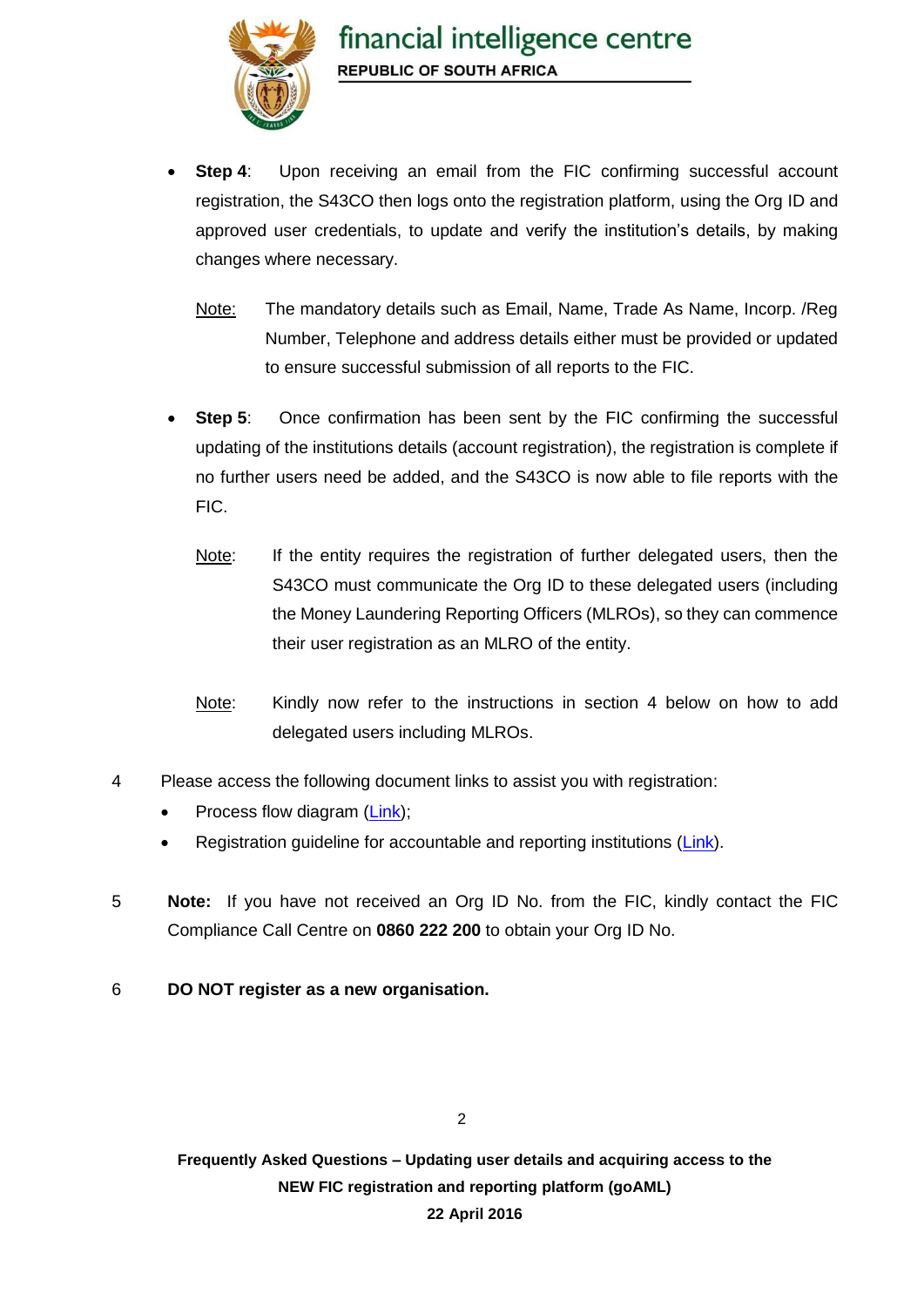- **Step 4**: Upon receiving an email from the FIC confirming successful account registration, the S43CO then logs onto the registration platform, using the Org ID and approved user credentials, to update and verify the institution's details, by making changes where necessary.

  Note: The mandatory details such as Email, Name, Trade As Name, Incorp. /Reg Number, Telephone and address details either must be provided or updated to ensure successful submission of all reports to the FIC.

- **Step 5**: Once confirmation has been sent by the FIC confirming the successful updating of the institutions details (account registration), the registration is complete if no further users need be added, and the S43CO is now able to file reports with the FIC.

  Note: If the entity requires the registration of further delegated users, then the S43CO must communicate the Org ID to these delegated users (including the Money Laundering Reporting Officers (MLROs), so they can commence their user registration as an MLRO of the entity.

  Note: Kindly now refer to the instructions in section 4 below on how to add delegated users including MLROs.

4 Please access the following document links to assist you with registration:

- Process flow diagram (Link);
- Registration guideline for accountable and reporting institutions (Link).

5 **Note:** If you have not received an Org ID No. from the FIC, kindly contact the FIC Compliance Call Centre on **0860 222 200** to obtain your Org ID No.

6 **DO NOT register as a new organisation.**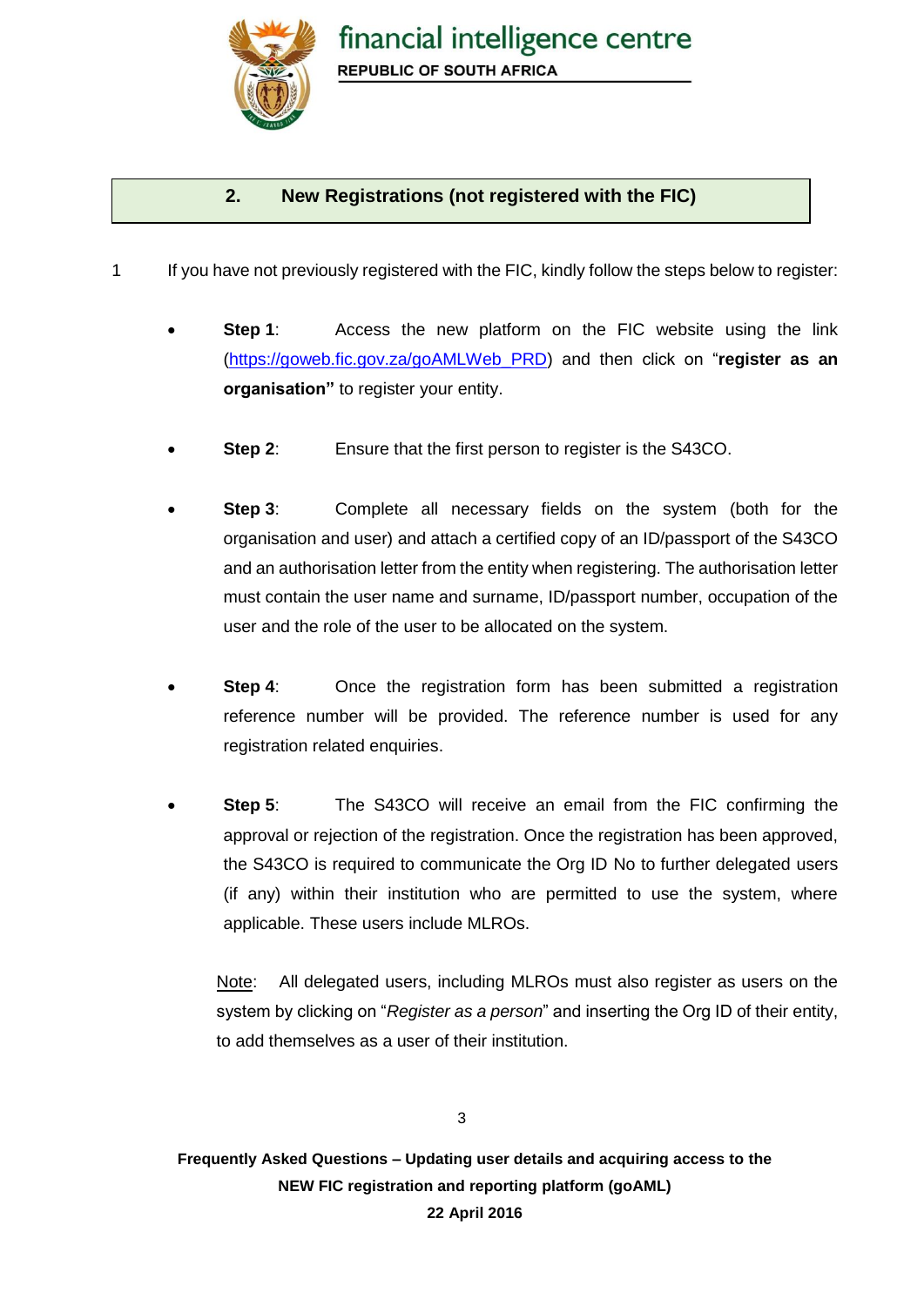## 2. New Registrations (not registered with the FIC)

1 If you have not previously registered with the FIC, kindly follow the steps below to register:

- **Step 1**: Access the new platform on the FIC website using the link (https://goweb.fic.gov.za/goAMLWeb_PRD) and then click on "**register as an organisation"** to register your entity.

- **Step 2**: Ensure that the first person to register is the S43CO.

- **Step 3**: Complete all necessary fields on the system (both for the organisation and user) and attach a certified copy of an ID/passport of the S43CO and an authorisation letter from the entity when registering. The authorisation letter must contain the user name and surname, ID/passport number, occupation of the user and the role of the user to be allocated on the system.

- **Step 4**: Once the registration form has been submitted a registration reference number will be provided. The reference number is used for any registration related enquiries.

- **Step 5**: The S43CO will receive an email from the FIC confirming the approval or rejection of the registration. Once the registration has been approved, the S43CO is required to communicate the Org ID No to further delegated users (if any) within their institution who are permitted to use the system, where applicable. These users include MLROs.

  <u>Note</u>: All delegated users, including MLROs must also register as users on the system by clicking on "*Register as a person*" and inserting the Org ID of their entity, to add themselves as a user of their institution.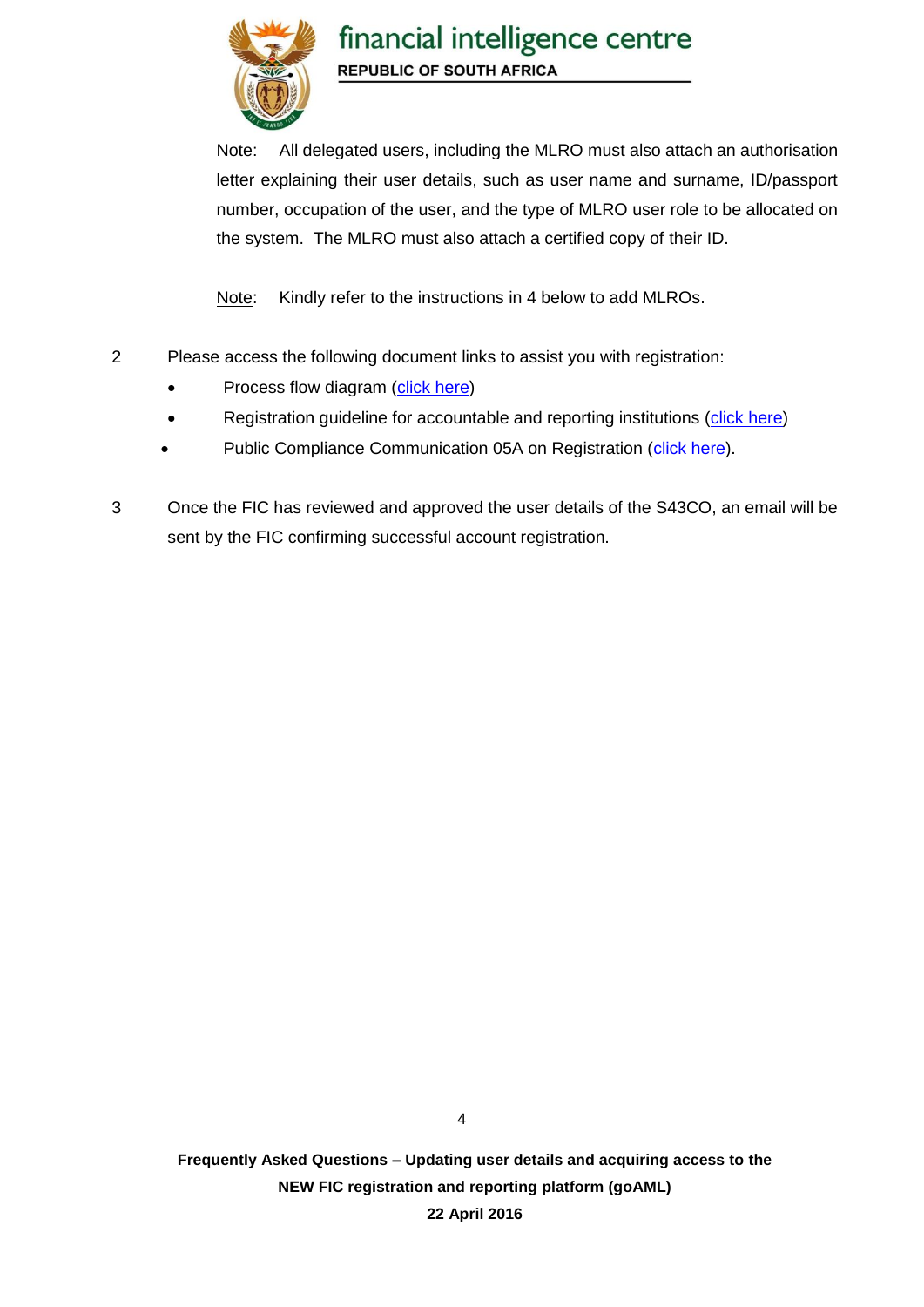Note: All delegated users, including the MLRO must also attach an authorisation letter explaining their user details, such as user name and surname, ID/passport number, occupation of the user, and the type of MLRO user role to be allocated on the system. The MLRO must also attach a certified copy of their ID.

Note: Kindly refer to the instructions in 4 below to add MLROs.

2 Please access the following document links to assist you with registration:

- Process flow diagram (click here)
- Registration guideline for accountable and reporting institutions (click here)
- Public Compliance Communication 05A on Registration (click here).

3 Once the FIC has reviewed and approved the user details of the S43CO, an email will be sent by the FIC confirming successful account registration.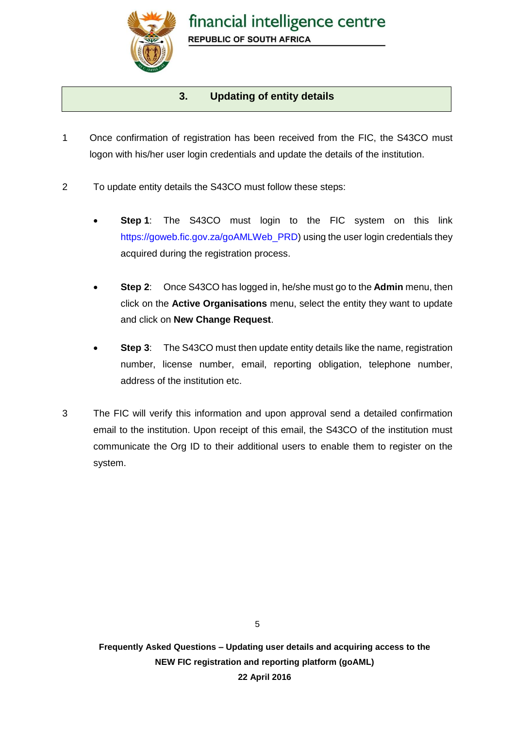## 3. Updating of entity details

1. Once confirmation of registration has been received from the FIC, the S43CO must logon with his/her user login credentials and update the details of the institution.

2. To update entity details the S43CO must follow these steps:

   - **Step 1**: The S43CO must login to the FIC system on this link https://goweb.fic.gov.za/goAMLWeb_PRD) using the user login credentials they acquired during the registration process.

   - **Step 2**: Once S43CO has logged in, he/she must go to the **Admin** menu, then click on the **Active Organisations** menu, select the entity they want to update and click on **New Change Request**.

   - **Step 3**: The S43CO must then update entity details like the name, registration number, license number, email, reporting obligation, telephone number, address of the institution etc.

3. The FIC will verify this information and upon approval send a detailed confirmation email to the institution. Upon receipt of this email, the S43CO of the institution must communicate the Org ID to their additional users to enable them to register on the system.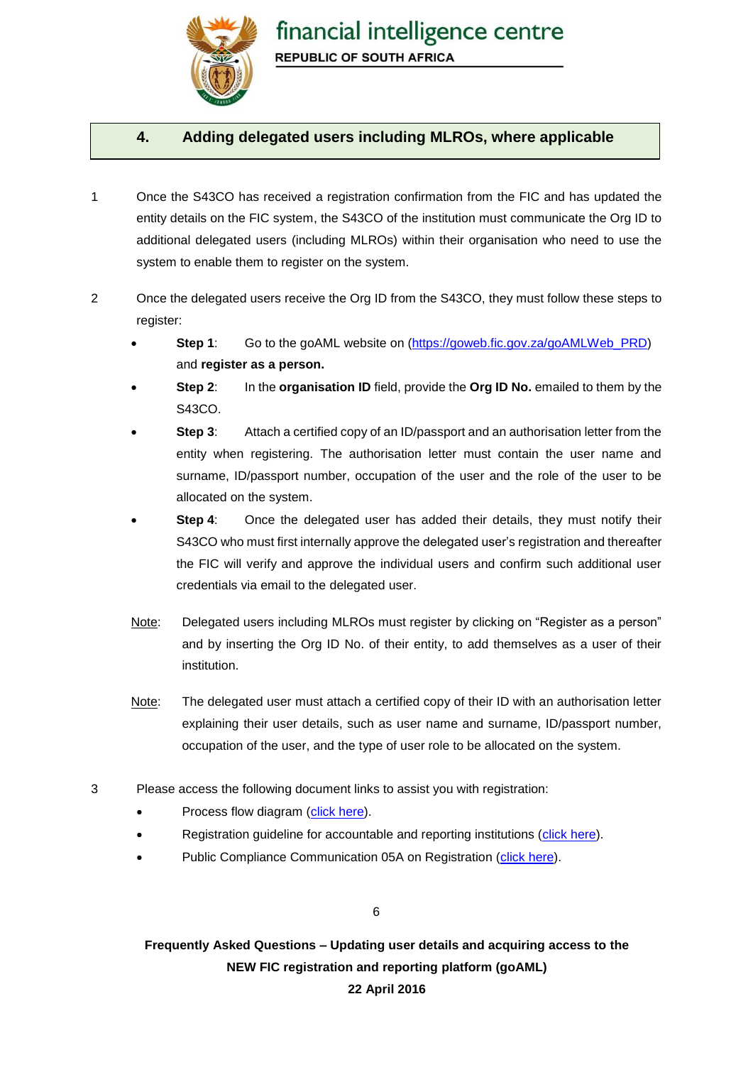## 4. Adding delegated users including MLROs, where applicable

1. Once the S43CO has received a registration confirmation from the FIC and has updated the entity details on the FIC system, the S43CO of the institution must communicate the Org ID to additional delegated users (including MLROs) within their organisation who need to use the system to enable them to register on the system.

2. Once the delegated users receive the Org ID from the S43CO, they must follow these steps to register:

   - **Step 1**: Go to the goAML website on (https://goweb.fic.gov.za/goAMLWeb_PRD) and **register as a person.**
   - **Step 2**: In the **organisation ID** field, provide the **Org ID No.** emailed to them by the S43CO.
   - **Step 3**: Attach a certified copy of an ID/passport and an authorisation letter from the entity when registering. The authorisation letter must contain the user name and surname, ID/passport number, occupation of the user and the role of the user to be allocated on the system.
   - **Step 4**: Once the delegated user has added their details, they must notify their S43CO who must first internally approve the delegated user's registration and thereafter the FIC will verify and approve the individual users and confirm such additional user credentials via email to the delegated user.

   Note: Delegated users including MLROs must register by clicking on "Register as a person" and by inserting the Org ID No. of their entity, to add themselves as a user of their institution.

   Note: The delegated user must attach a certified copy of their ID with an authorisation letter explaining their user details, such as user name and surname, ID/passport number, occupation of the user, and the type of user role to be allocated on the system.

3. Please access the following document links to assist you with registration:

   - Process flow diagram (click here).
   - Registration guideline for accountable and reporting institutions (click here).
   - Public Compliance Communication 05A on Registration (click here).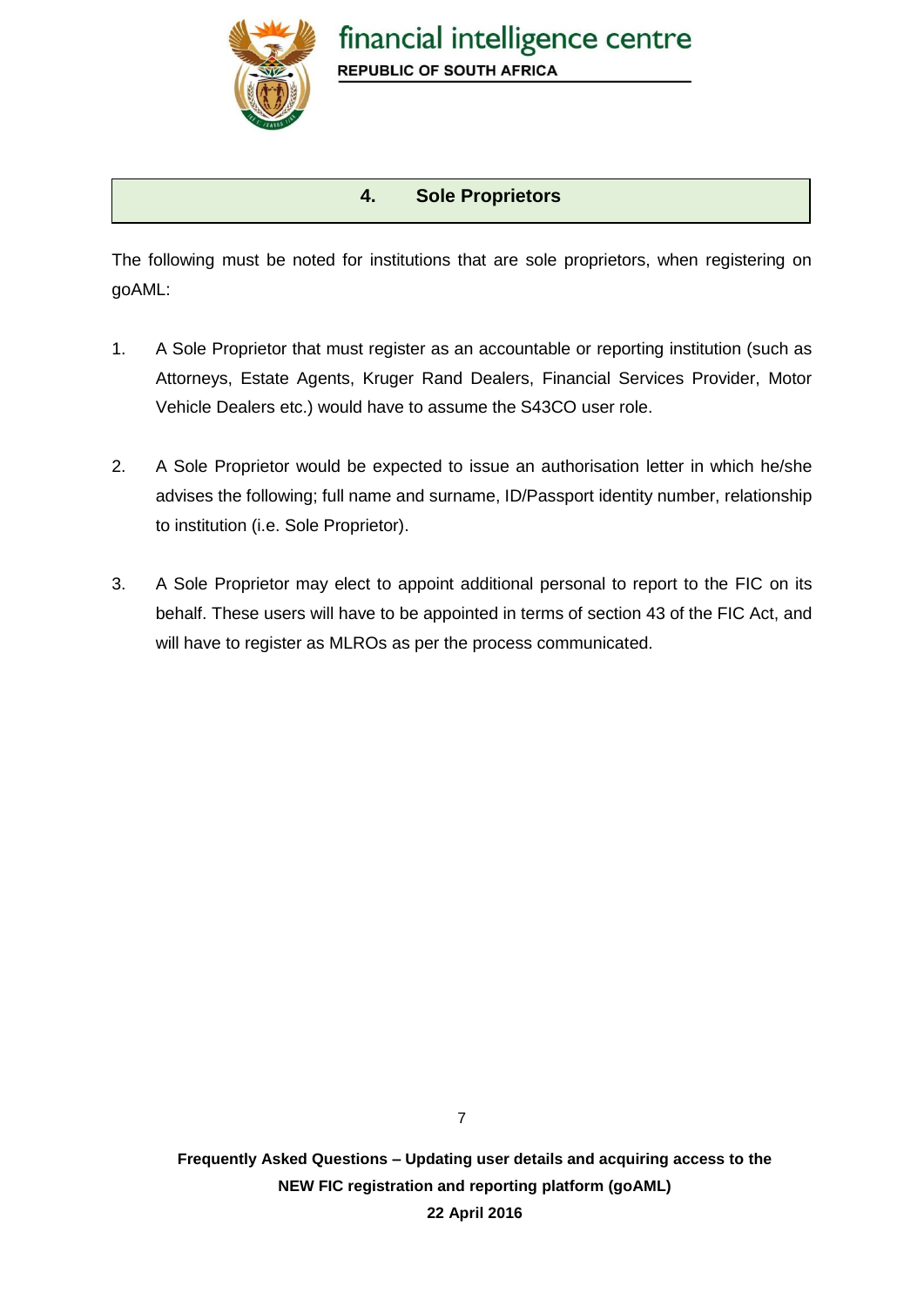## 4. Sole Proprietors

The following must be noted for institutions that are sole proprietors, when registering on goAML:

1. A Sole Proprietor that must register as an accountable or reporting institution (such as Attorneys, Estate Agents, Kruger Rand Dealers, Financial Services Provider, Motor Vehicle Dealers etc.) would have to assume the S43CO user role.

2. A Sole Proprietor would be expected to issue an authorisation letter in which he/she advises the following; full name and surname, ID/Passport identity number, relationship to institution (i.e. Sole Proprietor).

3. A Sole Proprietor may elect to appoint additional personal to report to the FIC on its behalf. These users will have to be appointed in terms of section 43 of the FIC Act, and will have to register as MLROs as per the process communicated.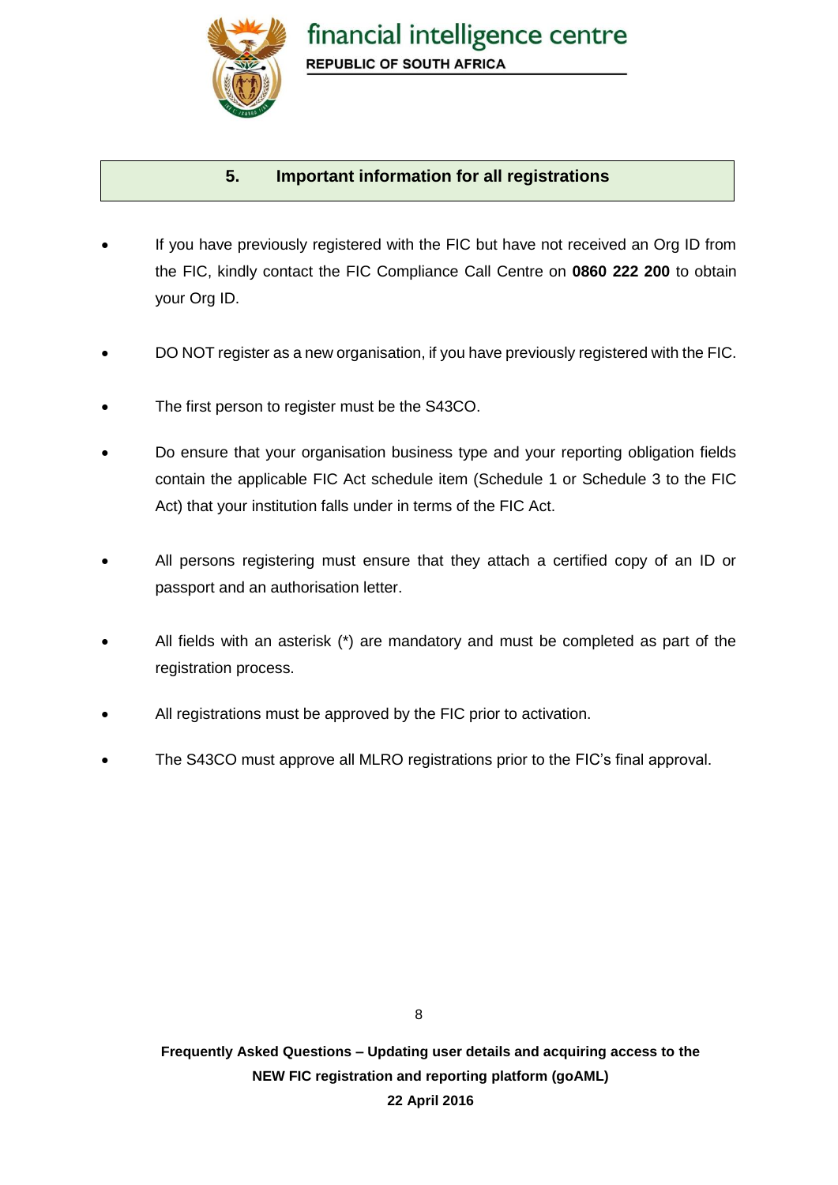## 5. Important information for all registrations

- If you have previously registered with the FIC but have not received an Org ID from the FIC, kindly contact the FIC Compliance Call Centre on **0860 222 200** to obtain your Org ID.
- DO NOT register as a new organisation, if you have previously registered with the FIC.
- The first person to register must be the S43CO.
- Do ensure that your organisation business type and your reporting obligation fields contain the applicable FIC Act schedule item (Schedule 1 or Schedule 3 to the FIC Act) that your institution falls under in terms of the FIC Act.
- All persons registering must ensure that they attach a certified copy of an ID or passport and an authorisation letter.
- All fields with an asterisk (*) are mandatory and must be completed as part of the registration process.
- All registrations must be approved by the FIC prior to activation.
- The S43CO must approve all MLRO registrations prior to the FIC's final approval.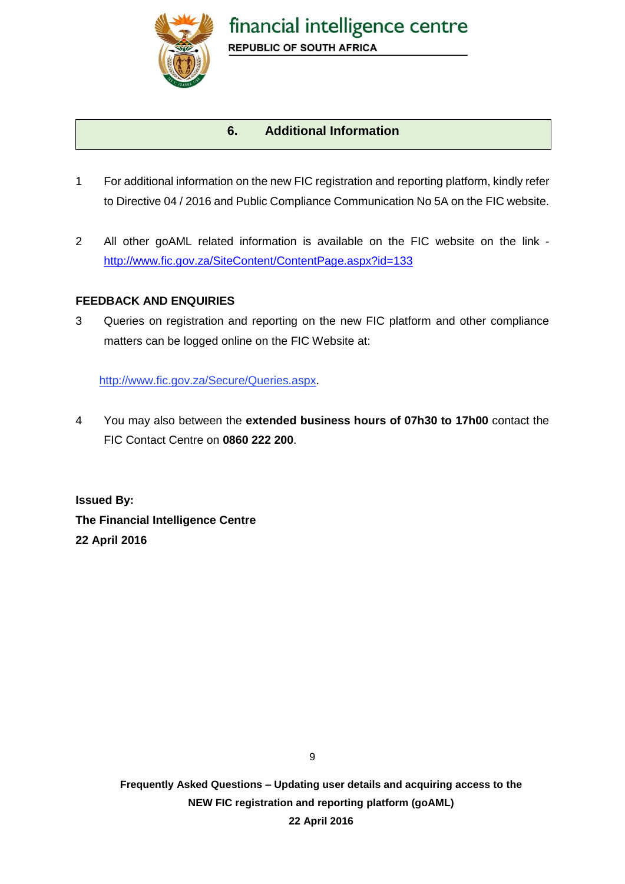## 6. Additional Information

1 For additional information on the new FIC registration and reporting platform, kindly refer to Directive 04 / 2016 and Public Compliance Communication No 5A on the FIC website.

2 All other goAML related information is available on the FIC website on the link - http://www.fic.gov.za/SiteContent/ContentPage.aspx?id=133

**FEEDBACK AND ENQUIRIES**

3 Queries on registration and reporting on the new FIC platform and other compliance matters can be logged online on the FIC Website at:

http://www.fic.gov.za/Secure/Queries.aspx.

4 You may also between the **extended business hours of 07h30 to 17h00** contact the FIC Contact Centre on **0860 222 200**.

**Issued By:**
**The Financial Intelligence Centre**
**22 April 2016**